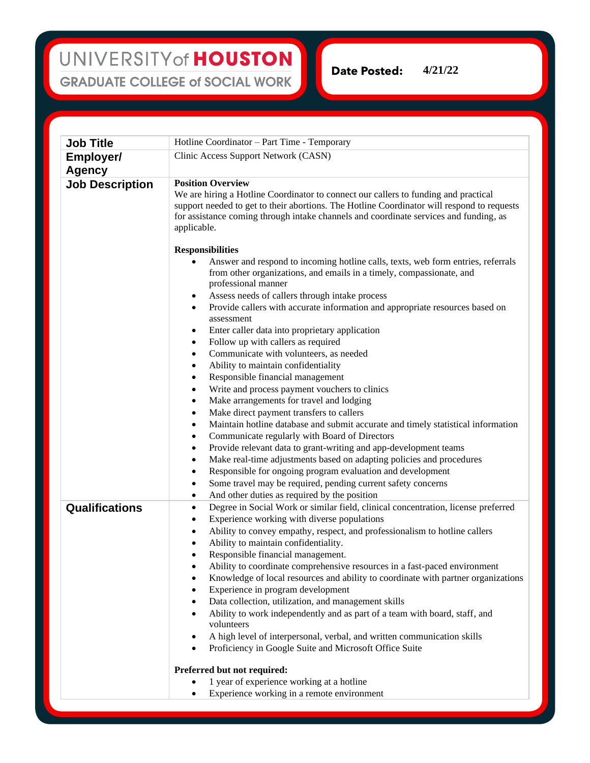UNIVERSITY of HOUSTON
GRADUATE COLLEGE of SOCIAL WORK

**Date Posted:** 4/21/22

| | |
|---|---|
| **Job Title** | Hotline Coordinator – Part Time - Temporary |
| **Employer/ Agency** | Clinic Access Support Network (CASN) |
| **Job Description** | **Position Overview**<br>We are hiring a Hotline Coordinator to connect our callers to funding and practical support needed to get to their abortions. The Hotline Coordinator will respond to requests for assistance coming through intake channels and coordinate services and funding, as applicable.<br><br>**Responsibilities**<br>• Answer and respond to incoming hotline calls, texts, web form entries, referrals from other organizations, and emails in a timely, compassionate, and professional manner<br>• Assess needs of callers through intake process<br>• Provide callers with accurate information and appropriate resources based on assessment<br>• Enter caller data into proprietary application<br>• Follow up with callers as required<br>• Communicate with volunteers, as needed<br>• Ability to maintain confidentiality<br>• Responsible financial management<br>• Write and process payment vouchers to clinics<br>• Make arrangements for travel and lodging<br>• Make direct payment transfers to callers<br>• Maintain hotline database and submit accurate and timely statistical information<br>• Communicate regularly with Board of Directors<br>• Provide relevant data to grant-writing and app-development teams<br>• Make real-time adjustments based on adapting policies and procedures<br>• Responsible for ongoing program evaluation and development<br>• Some travel may be required, pending current safety concerns<br>• And other duties as required by the position |
| **Qualifications** | • Degree in Social Work or similar field, clinical concentration, license preferred<br>• Experience working with diverse populations<br>• Ability to convey empathy, respect, and professionalism to hotline callers<br>• Ability to maintain confidentiality.<br>• Responsible financial management.<br>• Ability to coordinate comprehensive resources in a fast-paced environment<br>• Knowledge of local resources and ability to coordinate with partner organizations<br>• Experience in program development<br>• Data collection, utilization, and management skills<br>• Ability to work independently and as part of a team with board, staff, and volunteers<br>• A high level of interpersonal, verbal, and written communication skills<br>• Proficiency in Google Suite and Microsoft Office Suite<br><br>**Preferred but not required:**<br>• 1 year of experience working at a hotline<br>• Experience working in a remote environment |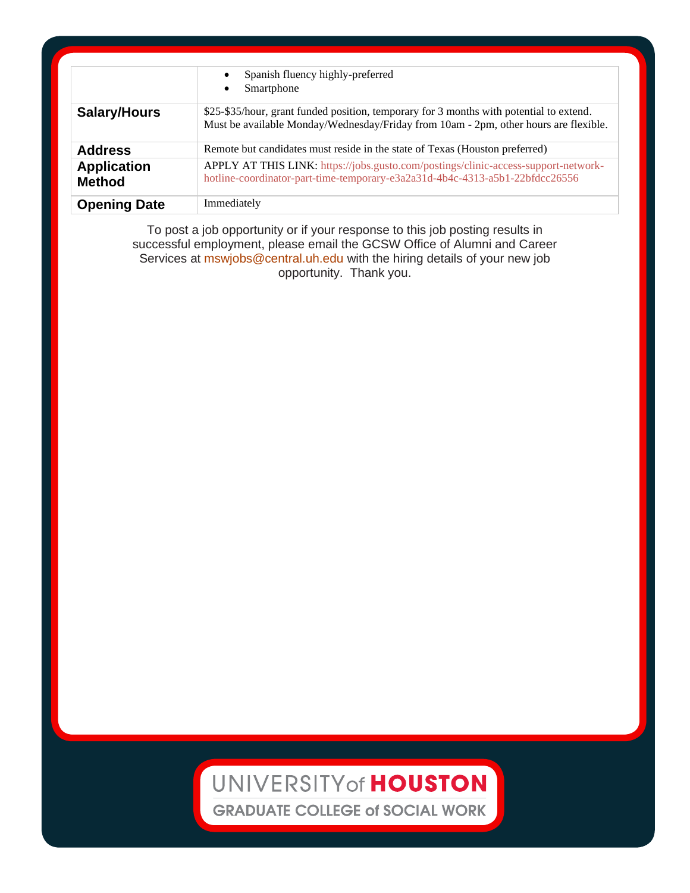| | |
|---|---|
| | • Spanish fluency highly-preferred<br>• Smartphone |
| **Salary/Hours** | $25-$35/hour, grant funded position, temporary for 3 months with potential to extend. Must be available Monday/Wednesday/Friday from 10am - 2pm, other hours are flexible. |
| **Address** | Remote but candidates must reside in the state of Texas (Houston preferred) |
| **Application Method** | APPLY AT THIS LINK: https://jobs.gusto.com/postings/clinic-access-support-network-hotline-coordinator-part-time-temporary-e3a2a31d-4b4c-4313-a5b1-22bfdcc26556 |
| **Opening Date** | Immediately |

To post a job opportunity or if your response to this job posting results in successful employment, please email the GCSW Office of Alumni and Career Services at mswjobs@central.uh.edu with the hiring details of your new job opportunity. Thank you.

UNIVERSITY of HOUSTON

GRADUATE COLLEGE of SOCIAL WORK